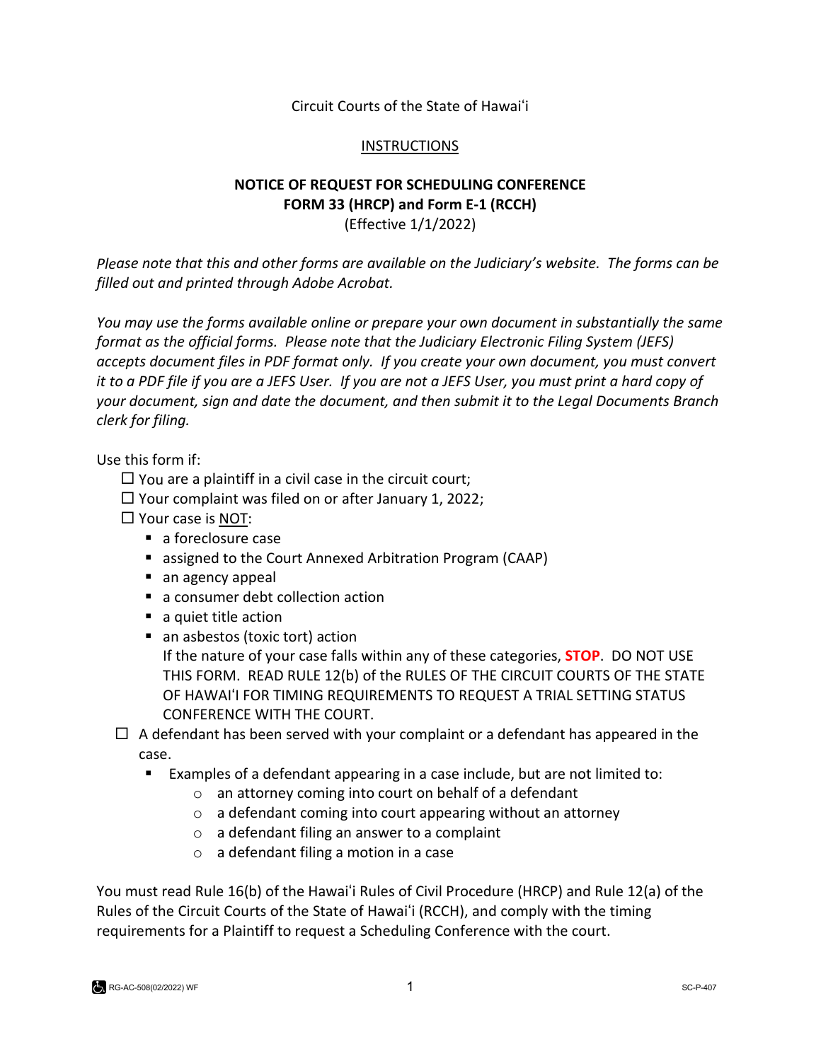Circuit Courts of the State of Hawaiʻi

INSTRUCTIONS

**NOTICE OF REQUEST FOR SCHEDULING CONFERENCE**
**FORM 33 (HRCP) and Form E-1 (RCCH)**
(Effective 1/1/2022)

*Please note that this and other forms are available on the Judiciary's website. The forms can be filled out and printed through Adobe Acrobat.*

*You may use the forms available online or prepare your own document in substantially the same format as the official forms. Please note that the Judiciary Electronic Filing System (JEFS) accepts document files in PDF format only. If you create your own document, you must convert it to a PDF file if you are a JEFS User. If you are not a JEFS User, you must print a hard copy of your document, sign and date the document, and then submit it to the Legal Documents Branch clerk for filing.*

Use this form if:

- ☐ You are a plaintiff in a civil case in the circuit court;
- ☐ Your complaint was filed on or after January 1, 2022;
- ☐ Your case is NOT:
  - a foreclosure case
  - assigned to the Court Annexed Arbitration Program (CAAP)
  - an agency appeal
  - a consumer debt collection action
  - a quiet title action
  - an asbestos (toxic tort) action

    If the nature of your case falls within any of these categories, **STOP**. DO NOT USE THIS FORM. READ RULE 12(b) of the RULES OF THE CIRCUIT COURTS OF THE STATE OF HAWAIʻI FOR TIMING REQUIREMENTS TO REQUEST A TRIAL SETTING STATUS CONFERENCE WITH THE COURT.
- ☐ A defendant has been served with your complaint or a defendant has appeared in the case.
  - Examples of a defendant appearing in a case include, but are not limited to:
    - an attorney coming into court on behalf of a defendant
    - a defendant coming into court appearing without an attorney
    - a defendant filing an answer to a complaint
    - a defendant filing a motion in a case

You must read Rule 16(b) of the Hawaiʻi Rules of Civil Procedure (HRCP) and Rule 12(a) of the Rules of the Circuit Courts of the State of Hawaiʻi (RCCH), and comply with the timing requirements for a Plaintiff to request a Scheduling Conference with the court.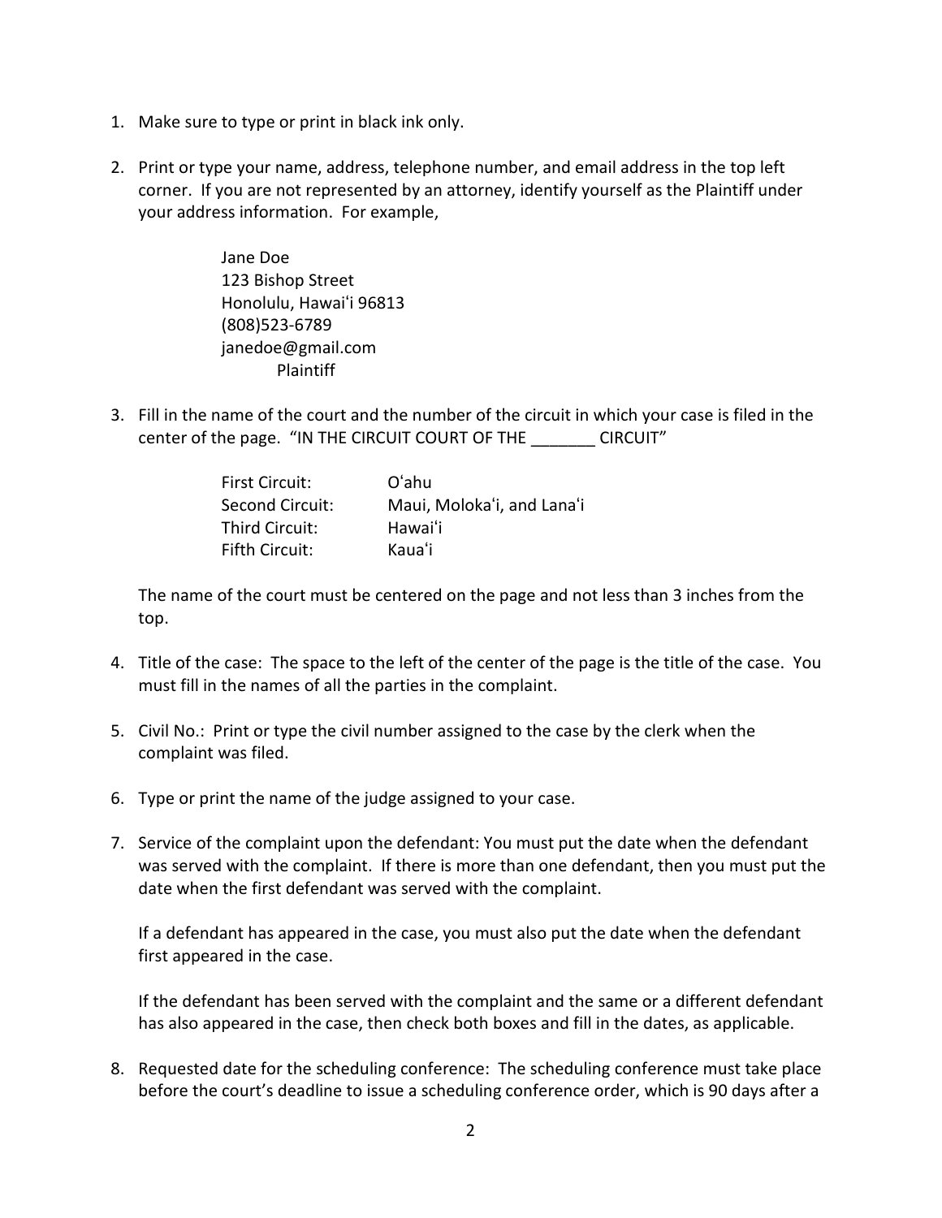1. Make sure to type or print in black ink only.

2. Print or type your name, address, telephone number, and email address in the top left corner. If you are not represented by an attorney, identify yourself as the Plaintiff under your address information. For example,

   Jane Doe
   123 Bishop Street
   Honolulu, Hawaiʻi 96813
   (808)523-6789
   janedoe@gmail.com
   Plaintiff

3. Fill in the name of the court and the number of the circuit in which your case is filed in the center of the page. "IN THE CIRCUIT COURT OF THE _______ CIRCUIT"

| | |
|---|---|
| First Circuit: | Oʻahu |
| Second Circuit: | Maui, Molokaʻi, and Lanaʻi |
| Third Circuit: | Hawaiʻi |
| Fifth Circuit: | Kauaʻi |

   The name of the court must be centered on the page and not less than 3 inches from the top.

4. Title of the case: The space to the left of the center of the page is the title of the case. You must fill in the names of all the parties in the complaint.

5. Civil No.: Print or type the civil number assigned to the case by the clerk when the complaint was filed.

6. Type or print the name of the judge assigned to your case.

7. Service of the complaint upon the defendant: You must put the date when the defendant was served with the complaint. If there is more than one defendant, then you must put the date when the first defendant was served with the complaint.

   If a defendant has appeared in the case, you must also put the date when the defendant first appeared in the case.

   If the defendant has been served with the complaint and the same or a different defendant has also appeared in the case, then check both boxes and fill in the dates, as applicable.

8. Requested date for the scheduling conference: The scheduling conference must take place before the court's deadline to issue a scheduling conference order, which is 90 days after a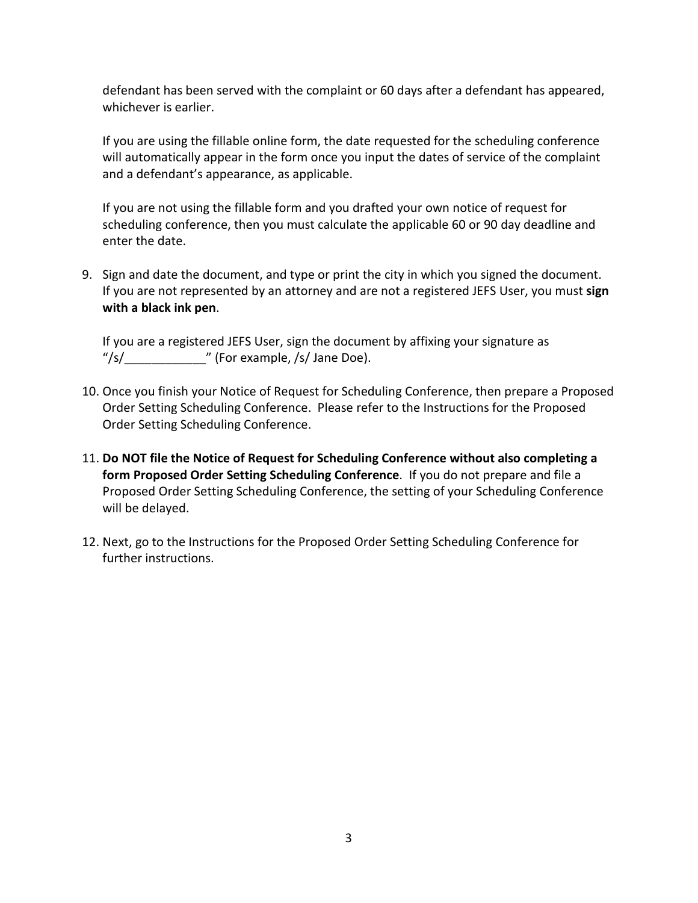defendant has been served with the complaint or 60 days after a defendant has appeared, whichever is earlier.

If you are using the fillable online form, the date requested for the scheduling conference will automatically appear in the form once you input the dates of service of the complaint and a defendant's appearance, as applicable.

If you are not using the fillable form and you drafted your own notice of request for scheduling conference, then you must calculate the applicable 60 or 90 day deadline and enter the date.

9. Sign and date the document, and type or print the city in which you signed the document. If you are not represented by an attorney and are not a registered JEFS User, you must **sign with a black ink pen**.

   If you are a registered JEFS User, sign the document by affixing your signature as "/s/____________" (For example, /s/ Jane Doe).

10. Once you finish your Notice of Request for Scheduling Conference, then prepare a Proposed Order Setting Scheduling Conference. Please refer to the Instructions for the Proposed Order Setting Scheduling Conference.

11. **Do NOT file the Notice of Request for Scheduling Conference without also completing a form Proposed Order Setting Scheduling Conference**. If you do not prepare and file a Proposed Order Setting Scheduling Conference, the setting of your Scheduling Conference will be delayed.

12. Next, go to the Instructions for the Proposed Order Setting Scheduling Conference for further instructions.